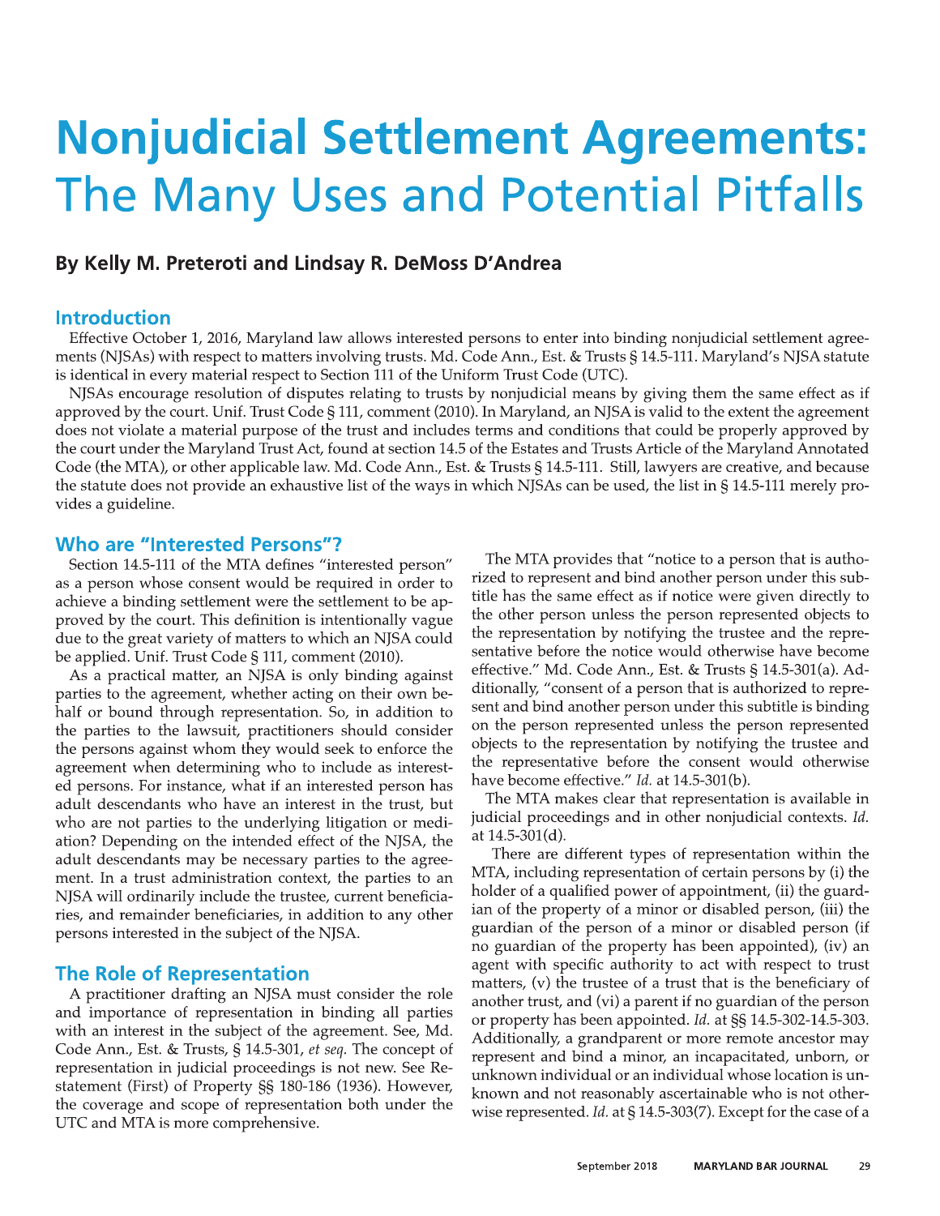# Nonjudicial Settlement Agreements: The Many Uses and Potential Pitfalls

**By Kelly M. Preteroti and Lindsay R. DeMoss D'Andrea**

## Introduction

Effective October 1, 2016, Maryland law allows interested persons to enter into binding nonjudicial settlement agreements (NJSAs) with respect to matters involving trusts. Md. Code Ann., Est. & Trusts § 14.5-111. Maryland's NJSA statute is identical in every material respect to Section 111 of the Uniform Trust Code (UTC).

NJSAs encourage resolution of disputes relating to trusts by nonjudicial means by giving them the same effect as if approved by the court. Unif. Trust Code § 111, comment (2010). In Maryland, an NJSA is valid to the extent the agreement does not violate a material purpose of the trust and includes terms and conditions that could be properly approved by the court under the Maryland Trust Act, found at section 14.5 of the Estates and Trusts Article of the Maryland Annotated Code (the MTA), or other applicable law. Md. Code Ann., Est. & Trusts § 14.5-111. Still, lawyers are creative, and because the statute does not provide an exhaustive list of the ways in which NJSAs can be used, the list in § 14.5-111 merely provides a guideline.

## Who are "Interested Persons"?

Section 14.5-111 of the MTA defines "interested person" as a person whose consent would be required in order to achieve a binding settlement were the settlement to be approved by the court. This definition is intentionally vague due to the great variety of matters to which an NJSA could be applied. Unif. Trust Code § 111, comment (2010).

As a practical matter, an NJSA is only binding against parties to the agreement, whether acting on their own behalf or bound through representation. So, in addition to the parties to the lawsuit, practitioners should consider the persons against whom they would seek to enforce the agreement when determining who to include as interested persons. For instance, what if an interested person has adult descendants who have an interest in the trust, but who are not parties to the underlying litigation or mediation? Depending on the intended effect of the NJSA, the adult descendants may be necessary parties to the agreement. In a trust administration context, the parties to an NJSA will ordinarily include the trustee, current beneficiaries, and remainder beneficiaries, in addition to any other persons interested in the subject of the NJSA.

## The Role of Representation

A practitioner drafting an NJSA must consider the role and importance of representation in binding all parties with an interest in the subject of the agreement. See, Md. Code Ann., Est. & Trusts, § 14.5-301, *et seq*. The concept of representation in judicial proceedings is not new. See Restatement (First) of Property §§ 180-186 (1936). However, the coverage and scope of representation both under the UTC and MTA is more comprehensive.

The MTA provides that "notice to a person that is authorized to represent and bind another person under this subtitle has the same effect as if notice were given directly to the other person unless the person represented objects to the representation by notifying the trustee and the representative before the notice would otherwise have become effective." Md. Code Ann., Est. & Trusts § 14.5-301(a). Additionally, "consent of a person that is authorized to represent and bind another person under this subtitle is binding on the person represented unless the person represented objects to the representation by notifying the trustee and the representative before the consent would otherwise have become effective." *Id.* at 14.5-301(b).

The MTA makes clear that representation is available in judicial proceedings and in other nonjudicial contexts. *Id.* at 14.5-301(d).

There are different types of representation within the MTA, including representation of certain persons by (i) the holder of a qualified power of appointment, (ii) the guardian of the property of a minor or disabled person, (iii) the guardian of the person of a minor or disabled person (if no guardian of the property has been appointed), (iv) an agent with specific authority to act with respect to trust matters, (v) the trustee of a trust that is the beneficiary of another trust, and (vi) a parent if no guardian of the person or property has been appointed. *Id.* at §§ 14.5-302-14.5-303. Additionally, a grandparent or more remote ancestor may represent and bind a minor, an incapacitated, unborn, or unknown individual or an individual whose location is unknown and not reasonably ascertainable who is not otherwise represented. *Id.* at § 14.5-303(7). Except for the case of a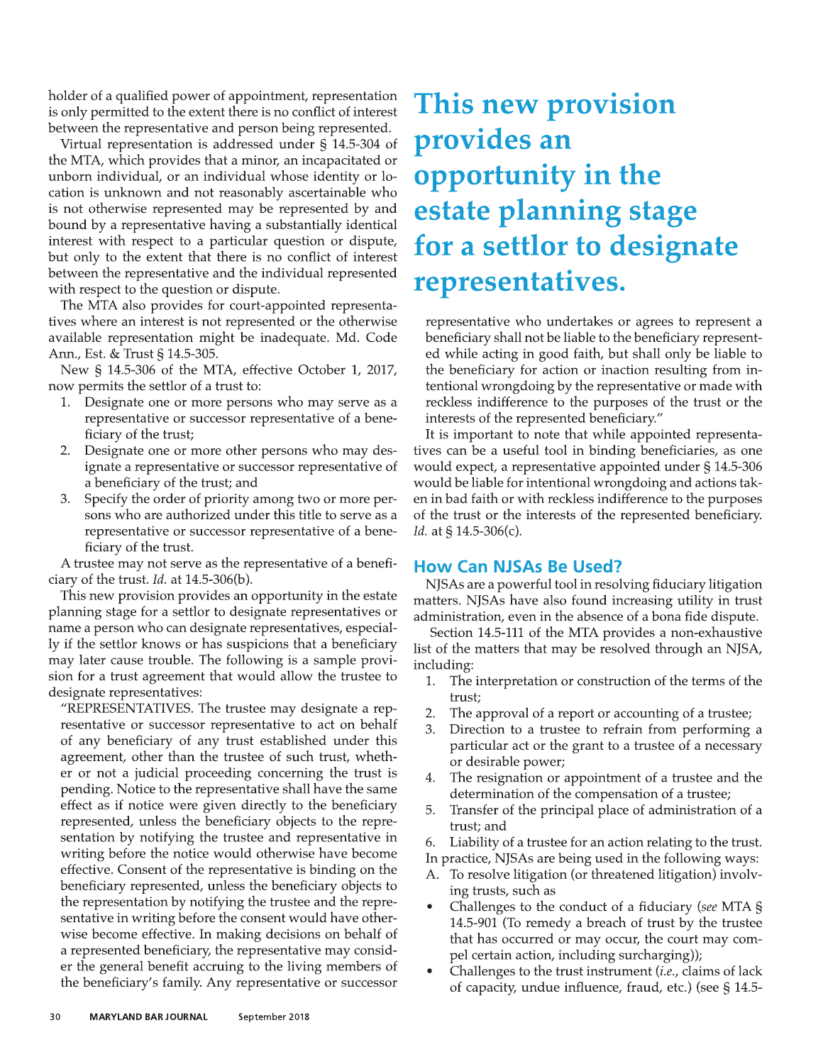holder of a qualified power of appointment, representation is only permitted to the extent there is no conflict of interest between the representative and person being represented.

Virtual representation is addressed under § 14.5-304 of the MTA, which provides that a minor, an incapacitated or unborn individual, or an individual whose identity or location is unknown and not reasonably ascertainable who is not otherwise represented may be represented by and bound by a representative having a substantially identical interest with respect to a particular question or dispute, but only to the extent that there is no conflict of interest between the representative and the individual represented with respect to the question or dispute.

The MTA also provides for court-appointed representatives where an interest is not represented or the otherwise available representation might be inadequate. Md. Code Ann., Est. & Trust § 14.5-305.

New § 14.5-306 of the MTA, effective October 1, 2017, now permits the settlor of a trust to:

1. Designate one or more persons who may serve as a representative or successor representative of a beneficiary of the trust;
2. Designate one or more other persons who may designate a representative or successor representative of a beneficiary of the trust; and
3. Specify the order of priority among two or more persons who are authorized under this title to serve as a representative or successor representative of a beneficiary of the trust.

A trustee may not serve as the representative of a beneficiary of the trust. *Id.* at 14.5-306(b).

This new provision provides an opportunity in the estate planning stage for a settlor to designate representatives or name a person who can designate representatives, especially if the settlor knows or has suspicions that a beneficiary may later cause trouble. The following is a sample provision for a trust agreement that would allow the trustee to designate representatives:

"REPRESENTATIVES. The trustee may designate a representative or successor representative to act on behalf of any beneficiary of any trust established under this agreement, other than the trustee of such trust, whether or not a judicial proceeding concerning the trust is pending. Notice to the representative shall have the same effect as if notice were given directly to the beneficiary represented, unless the beneficiary objects to the representation by notifying the trustee and representative in writing before the notice would otherwise have become effective. Consent of the representative is binding on the beneficiary represented, unless the beneficiary objects to the representation by notifying the trustee and the representative in writing before the consent would have otherwise become effective. In making decisions on behalf of a represented beneficiary, the representative may consider the general benefit accruing to the living members of the beneficiary's family. Any representative or successor representative who undertakes or agrees to represent a beneficiary shall not be liable to the beneficiary represented while acting in good faith, but shall only be liable to the beneficiary for action or inaction resulting from intentional wrongdoing by the representative or made with reckless indifference to the purposes of the trust or the interests of the represented beneficiary."

It is important to note that while appointed representatives can be a useful tool in binding beneficiaries, as one would expect, a representative appointed under § 14.5-306 would be liable for intentional wrongdoing and actions taken in bad faith or with reckless indifference to the purposes of the trust or the interests of the represented beneficiary. *Id.* at § 14.5-306(c).

## How Can NJSAs Be Used?

NJSAs are a powerful tool in resolving fiduciary litigation matters. NJSAs have also found increasing utility in trust administration, even in the absence of a bona fide dispute.

Section 14.5-111 of the MTA provides a non-exhaustive list of the matters that may be resolved through an NJSA, including:

1. The interpretation or construction of the terms of the trust;
2. The approval of a report or accounting of a trustee;
3. Direction to a trustee to refrain from performing a particular act or the grant to a trustee of a necessary or desirable power;
4. The resignation or appointment of a trustee and the determination of the compensation of a trustee;
5. Transfer of the principal place of administration of a trust; and
6. Liability of a trustee for an action relating to the trust.

In practice, NJSAs are being used in the following ways:

A. To resolve litigation (or threatened litigation) involving trusts, such as

- Challenges to the conduct of a fiduciary (*see* MTA § 14.5-901 (To remedy a breach of trust by the trustee that has occurred or may occur, the court may compel certain action, including surcharging));
- Challenges to the trust instrument (*i.e.*, claims of lack of capacity, undue influence, fraud, etc.) (see § 14.5-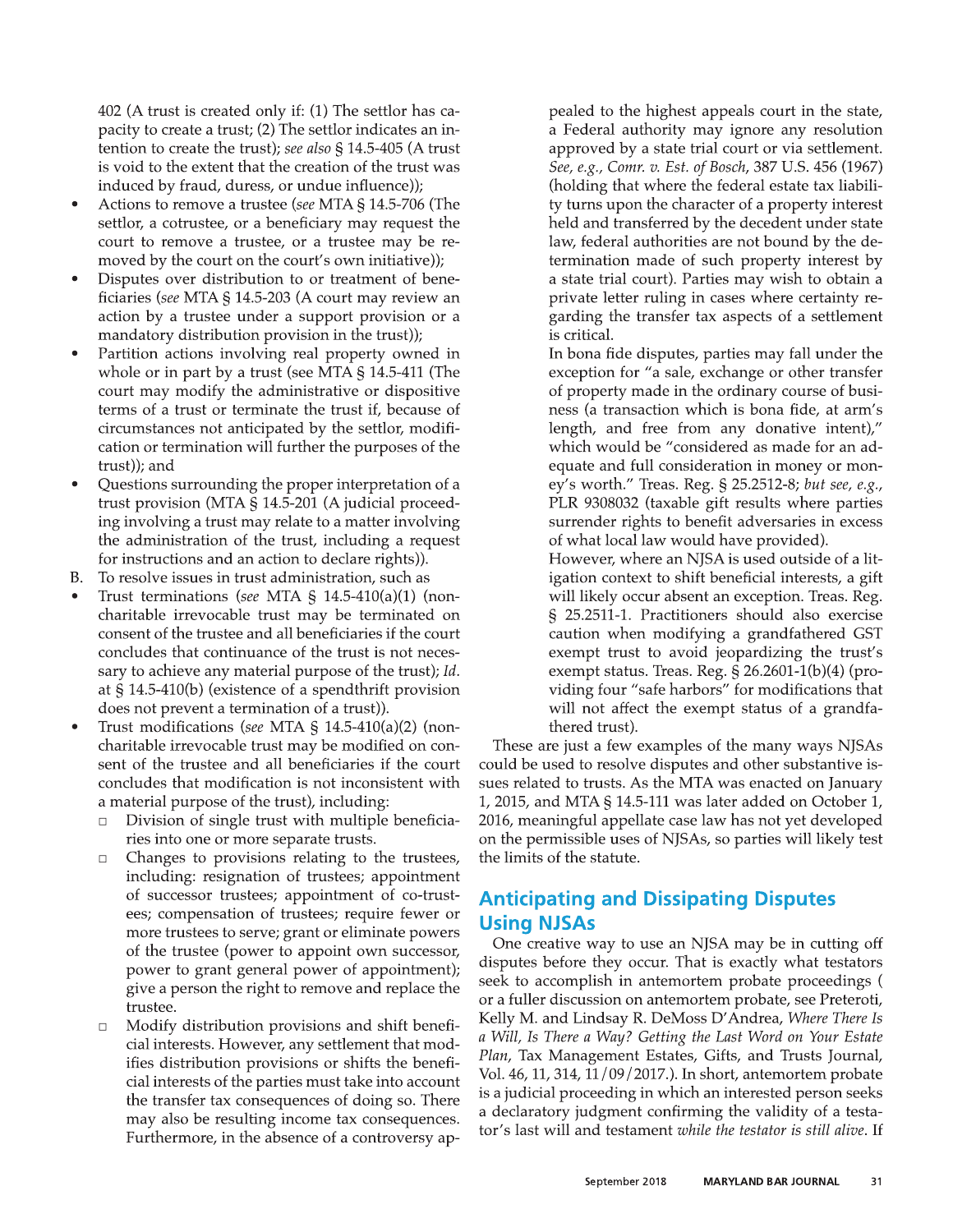402 (A trust is created only if: (1) The settlor has capacity to create a trust; (2) The settlor indicates an intention to create the trust); *see also* § 14.5-405 (A trust is void to the extent that the creation of the trust was induced by fraud, duress, or undue influence));

- Actions to remove a trustee (*see* MTA § 14.5-706 (The settlor, a cotrustee, or a beneficiary may request the court to remove a trustee, or a trustee may be removed by the court on the court's own initiative));
- Disputes over distribution to or treatment of beneficiaries (*see* MTA § 14.5-203 (A court may review an action by a trustee under a support provision or a mandatory distribution provision in the trust));
- Partition actions involving real property owned in whole or in part by a trust (see MTA § 14.5-411 (The court may modify the administrative or dispositive terms of a trust or terminate the trust if, because of circumstances not anticipated by the settlor, modification or termination will further the purposes of the trust)); and
- Questions surrounding the proper interpretation of a trust provision (MTA § 14.5-201 (A judicial proceeding involving a trust may relate to a matter involving the administration of the trust, including a request for instructions and an action to declare rights)).

B. To resolve issues in trust administration, such as

- Trust terminations (*see* MTA § 14.5-410(a)(1) (noncharitable irrevocable trust may be terminated on consent of the trustee and all beneficiaries if the court concludes that continuance of the trust is not necessary to achieve any material purpose of the trust); *Id.* at § 14.5-410(b) (existence of a spendthrift provision does not prevent a termination of a trust)).
- Trust modifications (*see* MTA § 14.5-410(a)(2) (noncharitable irrevocable trust may be modified on consent of the trustee and all beneficiaries if the court concludes that modification is not inconsistent with a material purpose of the trust), including:
  - Division of single trust with multiple beneficiaries into one or more separate trusts.
  - Changes to provisions relating to the trustees, including: resignation of trustees; appointment of successor trustees; appointment of co-trustees; compensation of trustees; require fewer or more trustees to serve; grant or eliminate powers of the trustee (power to appoint own successor, power to grant general power of appointment); give a person the right to remove and replace the trustee.
  - Modify distribution provisions and shift beneficial interests. However, any settlement that modifies distribution provisions or shifts the beneficial interests of the parties must take into account the transfer tax consequences of doing so. There may also be resulting income tax consequences. Furthermore, in the absence of a controversy appealed to the highest appeals court in the state, a Federal authority may ignore any resolution approved by a state trial court or via settlement. *See, e.g., Comr. v. Est. of Bosch*, 387 U.S. 456 (1967) (holding that where the federal estate tax liability turns upon the character of a property interest held and transferred by the decedent under state law, federal authorities are not bound by the determination made of such property interest by a state trial court). Parties may wish to obtain a private letter ruling in cases where certainty regarding the transfer tax aspects of a settlement is critical.

    In bona fide disputes, parties may fall under the exception for "a sale, exchange or other transfer of property made in the ordinary course of business (a transaction which is bona fide, at arm's length, and free from any donative intent)," which would be "considered as made for an adequate and full consideration in money or money's worth." Treas. Reg. § 25.2512-8; *but see, e.g.*, PLR 9308032 (taxable gift results where parties surrender rights to benefit adversaries in excess of what local law would have provided).

    However, where an NJSA is used outside of a litigation context to shift beneficial interests, a gift will likely occur absent an exception. Treas. Reg. § 25.2511-1. Practitioners should also exercise caution when modifying a grandfathered GST exempt trust to avoid jeopardizing the trust's exempt status. Treas. Reg. § 26.2601-1(b)(4) (providing four "safe harbors" for modifications that will not affect the exempt status of a grandfathered trust).

These are just a few examples of the many ways NJSAs could be used to resolve disputes and other substantive issues related to trusts. As the MTA was enacted on January 1, 2015, and MTA § 14.5-111 was later added on October 1, 2016, meaningful appellate case law has not yet developed on the permissible uses of NJSAs, so parties will likely test the limits of the statute.

## Anticipating and Dissipating Disputes Using NJSAs

One creative way to use an NJSA may be in cutting off disputes before they occur. That is exactly what testators seek to accomplish in antemortem probate proceedings ( or a fuller discussion on antemortem probate, see Preteroti, Kelly M. and Lindsay R. DeMoss D'Andrea, *Where There Is a Will, Is There a Way? Getting the Last Word on Your Estate Plan*, Tax Management Estates, Gifts, and Trusts Journal, Vol. 46, 11, 314, 11/09/2017.). In short, antemortem probate is a judicial proceeding in which an interested person seeks a declaratory judgment confirming the validity of a testator's last will and testament *while the testator is still alive*. If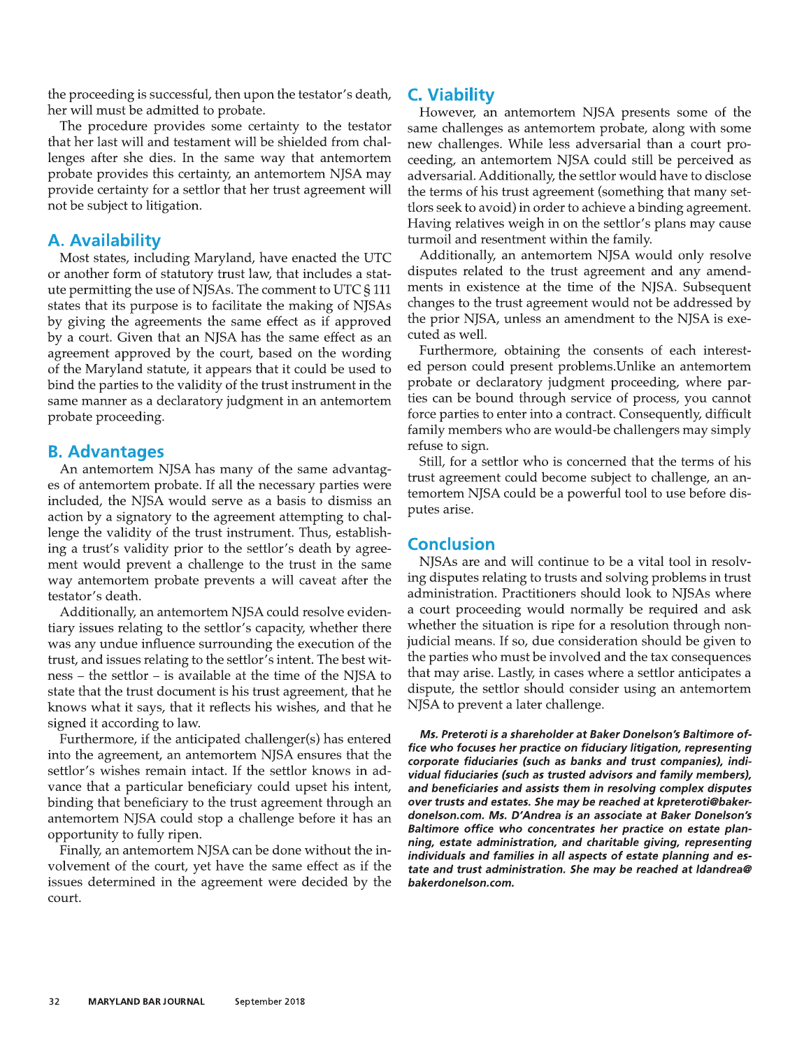the proceeding is successful, then upon the testator's death, her will must be admitted to probate.

The procedure provides some certainty to the testator that her last will and testament will be shielded from challenges after she dies. In the same way that antemortem probate provides this certainty, an antemortem NJSA may provide certainty for a settlor that her trust agreement will not be subject to litigation.

## A. Availability

Most states, including Maryland, have enacted the UTC or another form of statutory trust law, that includes a statute permitting the use of NJSAs. The comment to UTC § 111 states that its purpose is to facilitate the making of NJSAs by giving the agreements the same effect as if approved by a court. Given that an NJSA has the same effect as an agreement approved by the court, based on the wording of the Maryland statute, it appears that it could be used to bind the parties to the validity of the trust instrument in the same manner as a declaratory judgment in an antemortem probate proceeding.

## B. Advantages

An antemortem NJSA has many of the same advantages of antemortem probate. If all the necessary parties were included, the NJSA would serve as a basis to dismiss an action by a signatory to the agreement attempting to challenge the validity of the trust instrument. Thus, establishing a trust's validity prior to the settlor's death by agreement would prevent a challenge to the trust in the same way antemortem probate prevents a will caveat after the testator's death.

Additionally, an antemortem NJSA could resolve evidentiary issues relating to the settlor's capacity, whether there was any undue influence surrounding the execution of the trust, and issues relating to the settlor's intent. The best witness – the settlor – is available at the time of the NJSA to state that the trust document is his trust agreement, that he knows what it says, that it reflects his wishes, and that he signed it according to law.

Furthermore, if the anticipated challenger(s) has entered into the agreement, an antemortem NJSA ensures that the settlor's wishes remain intact. If the settlor knows in advance that a particular beneficiary could upset his intent, binding that beneficiary to the trust agreement through an antemortem NJSA could stop a challenge before it has an opportunity to fully ripen.

Finally, an antemortem NJSA can be done without the involvement of the court, yet have the same effect as if the issues determined in the agreement were decided by the court.

## C. Viability

However, an antemortem NJSA presents some of the same challenges as antemortem probate, along with some new challenges. While less adversarial than a court proceeding, an antemortem NJSA could still be perceived as adversarial. Additionally, the settlor would have to disclose the terms of his trust agreement (something that many settlors seek to avoid) in order to achieve a binding agreement. Having relatives weigh in on the settlor's plans may cause turmoil and resentment within the family.

Additionally, an antemortem NJSA would only resolve disputes related to the trust agreement and any amendments in existence at the time of the NJSA. Subsequent changes to the trust agreement would not be addressed by the prior NJSA, unless an amendment to the NJSA is executed as well.

Furthermore, obtaining the consents of each interested person could present problems.Unlike an antemortem probate or declaratory judgment proceeding, where parties can be bound through service of process, you cannot force parties to enter into a contract. Consequently, difficult family members who are would-be challengers may simply refuse to sign.

Still, for a settlor who is concerned that the terms of his trust agreement could become subject to challenge, an antemortem NJSA could be a powerful tool to use before disputes arise.

## Conclusion

NJSAs are and will continue to be a vital tool in resolving disputes relating to trusts and solving problems in trust administration. Practitioners should look to NJSAs where a court proceeding would normally be required and ask whether the situation is ripe for a resolution through nonjudicial means. If so, due consideration should be given to the parties who must be involved and the tax consequences that may arise. Lastly, in cases where a settlor anticipates a dispute, the settlor should consider using an antemortem NJSA to prevent a later challenge.

***Ms. Preteroti is a shareholder at Baker Donelson's Baltimore office who focuses her practice on fiduciary litigation, representing corporate fiduciaries (such as banks and trust companies), individual fiduciaries (such as trusted advisors and family members), and beneficiaries and assists them in resolving complex disputes over trusts and estates. She may be reached at kpreteroti@bakerdonelson.com. Ms. D'Andrea is an associate at Baker Donelson's Baltimore office who concentrates her practice on estate planning, estate administration, and charitable giving, representing individuals and families in all aspects of estate planning and estate and trust administration. She may be reached at ldandrea@bakerdonelson.com.***